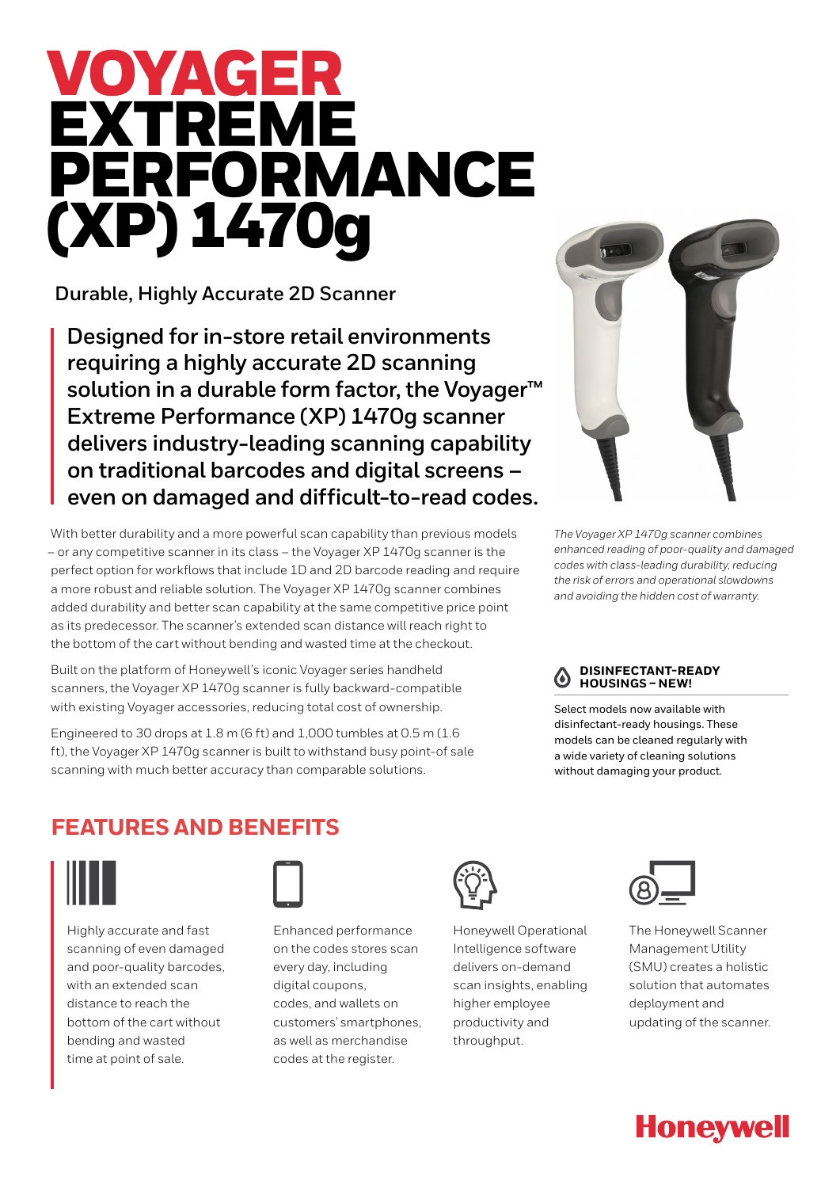# VOYAGER EXTREME PERFORMANCE (XP) 1470g

### Durable, Highly Accurate 2D Scanner

**Designed for in-store retail environments requiring a highly accurate 2D scanning solution in a durable form factor, the Voyager™ Extreme Performance (XP) 1470g scanner delivers industry-leading scanning capability on traditional barcodes and digital screens – even on damaged and difficult-to-read codes.**

With better durability and a more powerful scan capability than previous models – or any competitive scanner in its class – the Voyager XP 1470g scanner is the perfect option for workflows that include 1D and 2D barcode reading and require a more robust and reliable solution. The Voyager XP 1470g scanner combines added durability and better scan capability at the same competitive price point as its predecessor. The scanner's extended scan distance will reach right to the bottom of the cart without bending and wasted time at the checkout.

Built on the platform of Honeywell's iconic Voyager series handheld scanners, the Voyager XP 1470g scanner is fully backward-compatible with existing Voyager accessories, reducing total cost of ownership.

Engineered to 30 drops at 1.8 m (6 ft) and 1,000 tumbles at 0.5 m (1.6 ft), the Voyager XP 1470g scanner is built to withstand busy point-of sale scanning with much better accuracy than comparable solutions.

*The Voyager XP 1470g scanner combines enhanced reading of poor-quality and damaged codes with class-leading durability, reducing the risk of errors and operational slowdowns and avoiding the hidden cost of warranty.*

**DISINFECTANT-READY HOUSINGS – NEW!**

Select models now available with disinfectant-ready housings. These models can be cleaned regularly with a wide variety of cleaning solutions without damaging your product.

## FEATURES AND BENEFITS

- Highly accurate and fast scanning of even damaged and poor-quality barcodes, with an extended scan distance to reach the bottom of the cart without bending and wasted time at point of sale.
- Enhanced performance on the codes stores scan every day, including digital coupons, codes, and wallets on customers' smartphones, as well as merchandise codes at the register.
- Honeywell Operational Intelligence software delivers on-demand scan insights, enabling higher employee productivity and throughput.
- The Honeywell Scanner Management Utility (SMU) creates a holistic solution that automates deployment and updating of the scanner.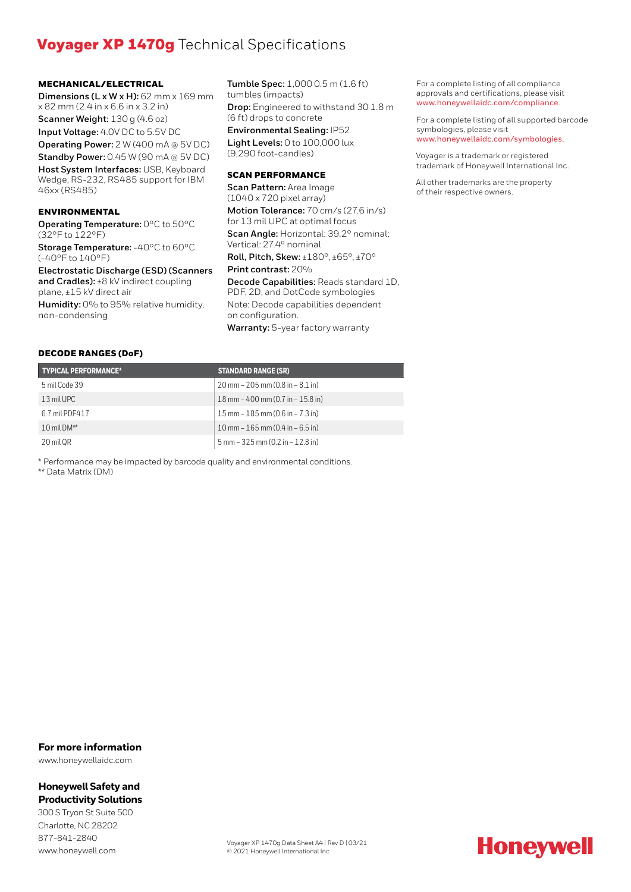# **Voyager XP 1470g** Technical Specifications

### MECHANICAL/ELECTRICAL

**Dimensions (L x W x H):** 62 mm x 169 mm x 82 mm (2.4 in x 6.6 in x 3.2 in)

**Scanner Weight:** 130 g (4.6 oz)

**Input Voltage:** 4.0V DC to 5.5V DC

**Operating Power:** 2 W (400 mA @ 5V DC)

**Standby Power:** 0.45 W (90 mA @ 5V DC)

**Host System Interfaces:** USB, Keyboard Wedge, RS-232, RS485 support for IBM 46xx (RS485)

### ENVIRONMENTAL

**Operating Temperature:** 0°C to 50°C (32°F to 122°F)

**Storage Temperature:** -40°C to 60°C (-40°F to 140°F)

**Electrostatic Discharge (ESD) (Scanners and Cradles):** ±8 kV indirect coupling plane, ±15 kV direct air

**Humidity:** 0% to 95% relative humidity, non-condensing

**Tumble Spec:** 1,000 0.5 m (1.6 ft) tumbles (impacts)

**Drop:** Engineered to withstand 30 1.8 m (6 ft) drops to concrete

**Environmental Sealing:** IP52

**Light Levels:** 0 to 100,000 lux (9,290 foot-candles)

### SCAN PERFORMANCE

**Scan Pattern:** Area Image (1040 x 720 pixel array)

**Motion Tolerance:** 70 cm/s (27.6 in/s) for 13 mil UPC at optimal focus

**Scan Angle:** Horizontal: 39.2° nominal; Vertical: 27.4° nominal

**Roll, Pitch, Skew:** ±180°, ±65°, ±70°

**Print contrast:** 20%

**Decode Capabilities:** Reads standard 1D, PDF, 2D, and DotCode symbologies

Note: Decode capabilities dependent on configuration.

**Warranty:** 5-year factory warranty

For a complete listing of all compliance approvals and certifications, please visit www.honeywellaidc.com/compliance.

For a complete listing of all supported barcode symbologies, please visit www.honeywellaidc.com/symbologies.

Voyager is a trademark or registered trademark of Honeywell International Inc.

All other trademarks are the property of their respective owners.

### DECODE RANGES (DoF)

| TYPICAL PERFORMANCE* | STANDARD RANGE (SR) |
|---|---|
| 5 mil Code 39 | 20 mm – 205 mm (0.8 in – 8.1 in) |
| 13 mil UPC | 18 mm – 400 mm (0.7 in – 15.8 in) |
| 6.7 mil PDF417 | 15 mm – 185 mm (0.6 in – 7.3 in) |
| 10 mil DM** | 10 mm – 165 mm (0.4 in – 6.5 in) |
| 20 mil QR | 5 mm – 325 mm (0.2 in – 12.8 in) |

\* Performance may be impacted by barcode quality and environmental conditions.

\*\* Data Matrix (DM)

**For more information**

www.honeywellaidc.com

**Honeywell Safety and Productivity Solutions**

300 S Tryon St Suite 500
Charlotte, NC 28202
877-841-2840
www.honeywell.com

Voyager XP 1470g Data Sheet A4 | Rev D | 03/21
© 2021 Honeywell International Inc.

Honeywell